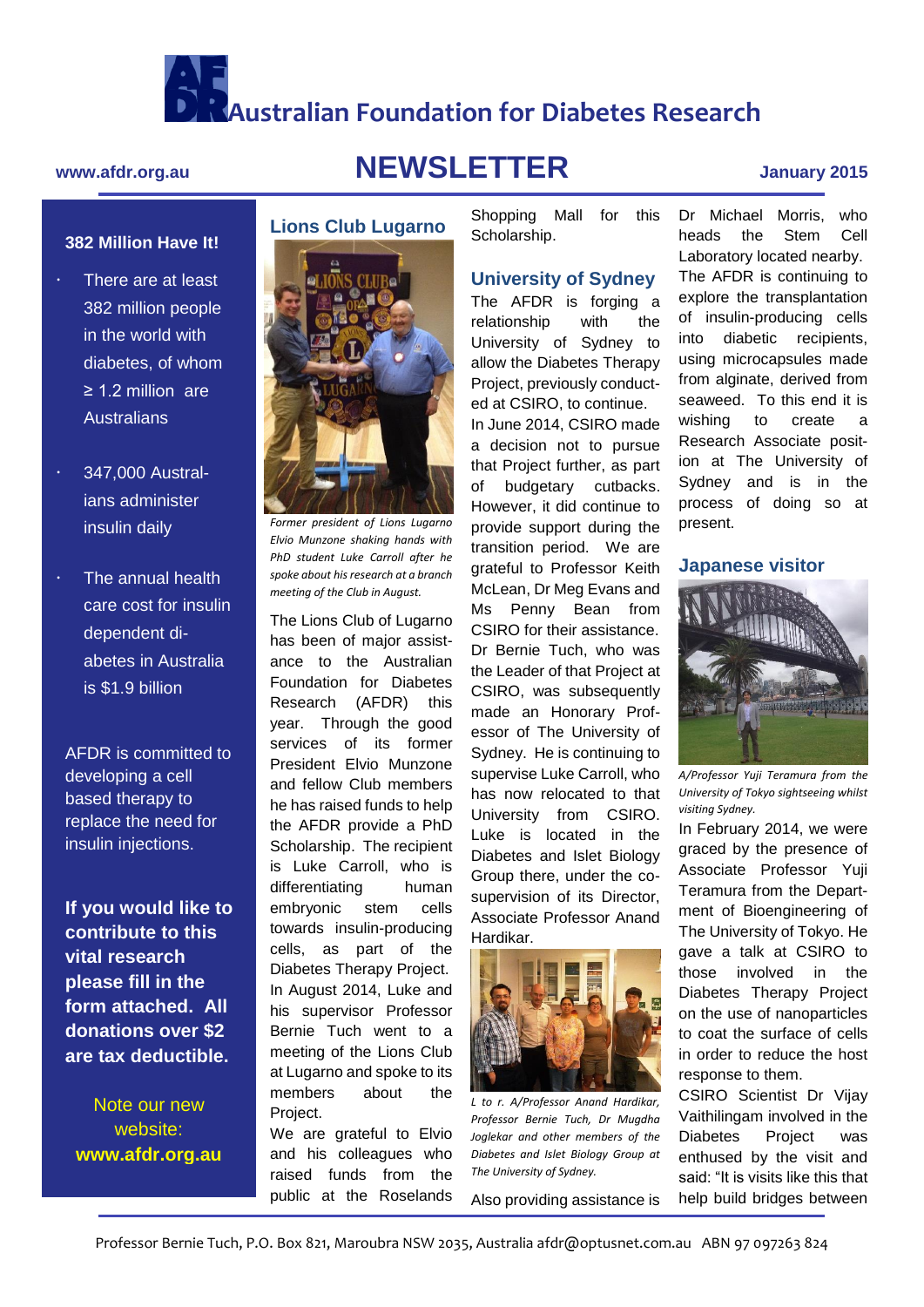# Australian Foundation for Diabetes Research

www.afdr.org.au

# NEWSLETTER

January 2015

### 382 Million Have It!

- There are at least 382 million people in the world with diabetes, of whom ≥ 1.2 million are Australians
- 347,000 Australians administer insulin daily
- The annual health care cost for insulin dependent diabetes in Australia is $1.9 billion

AFDR is committed to developing a cell based therapy to replace the need for insulin injections.

**If you would like to contribute to this vital research please fill in the form attached. All donations over $2 are tax deductible.**

Note our new website: **www.afdr.org.au**

## Lions Club Lugarno

*Former president of Lions Lugarno Elvio Munzone shaking hands with PhD student Luke Carroll after he spoke about his research at a branch meeting of the Club in August.*

The Lions Club of Lugarno has been of major assistance to the Australian Foundation for Diabetes Research (AFDR) this year. Through the good services of its former President Elvio Munzone and fellow Club members he has raised funds to help the AFDR provide a PhD Scholarship. The recipient is Luke Carroll, who is differentiating human embryonic stem cells towards insulin-producing cells, as part of the Diabetes Therapy Project. In August 2014, Luke and his supervisor Professor Bernie Tuch went to a meeting of the Lions Club at Lugarno and spoke to its members about the Project.

We are grateful to Elvio and his colleagues who raised funds from the public at the Roselands Shopping Mall for this Scholarship.

## University of Sydney

The AFDR is forging a relationship with the University of Sydney to allow the Diabetes Therapy Project, previously conducted at CSIRO, to continue. In June 2014, CSIRO made a decision not to pursue that Project further, as part of budgetary cutbacks. However, it did continue to provide support during the transition period. We are grateful to Professor Keith McLean, Dr Meg Evans and Ms Penny Bean from CSIRO for their assistance. Dr Bernie Tuch, who was the Leader of that Project at CSIRO, was subsequently made an Honorary Professor of The University of Sydney. He is continuing to supervise Luke Carroll, who has now relocated to that University from CSIRO. Luke is located in the Diabetes and Islet Biology Group there, under the co-supervision of its Director, Associate Professor Anand Hardikar.

*L to r. A/Professor Anand Hardikar, Professor Bernie Tuch, Dr Mugdha Joglekar and other members of the Diabetes and Islet Biology Group at The University of Sydney.*

Also providing assistance is Dr Michael Morris, who heads the Stem Cell Laboratory located nearby. The AFDR is continuing to explore the transplantation of insulin-producing cells into diabetic recipients, using microcapsules made from alginate, derived from seaweed. To this end it is wishing to create a Research Associate position at The University of Sydney and is in the process of doing so at present.

## Japanese visitor

*A/Professor Yuji Teramura from the University of Tokyo sightseeing whilst visiting Sydney.*

In February 2014, we were graced by the presence of Associate Professor Yuji Teramura from the Department of Bioengineering of The University of Tokyo. He gave a talk at CSIRO to those involved in the Diabetes Therapy Project on the use of nanoparticles to coat the surface of cells in order to reduce the host response to them.

CSIRO Scientist Dr Vijay Vaithilingam involved in the Diabetes Project was enthused by the visit and said: "It is visits like this that help build bridges between

Professor Bernie Tuch, P.O. Box 821, Maroubra NSW 2035, Australia afdr@optusnet.com.au ABN 97 097263 824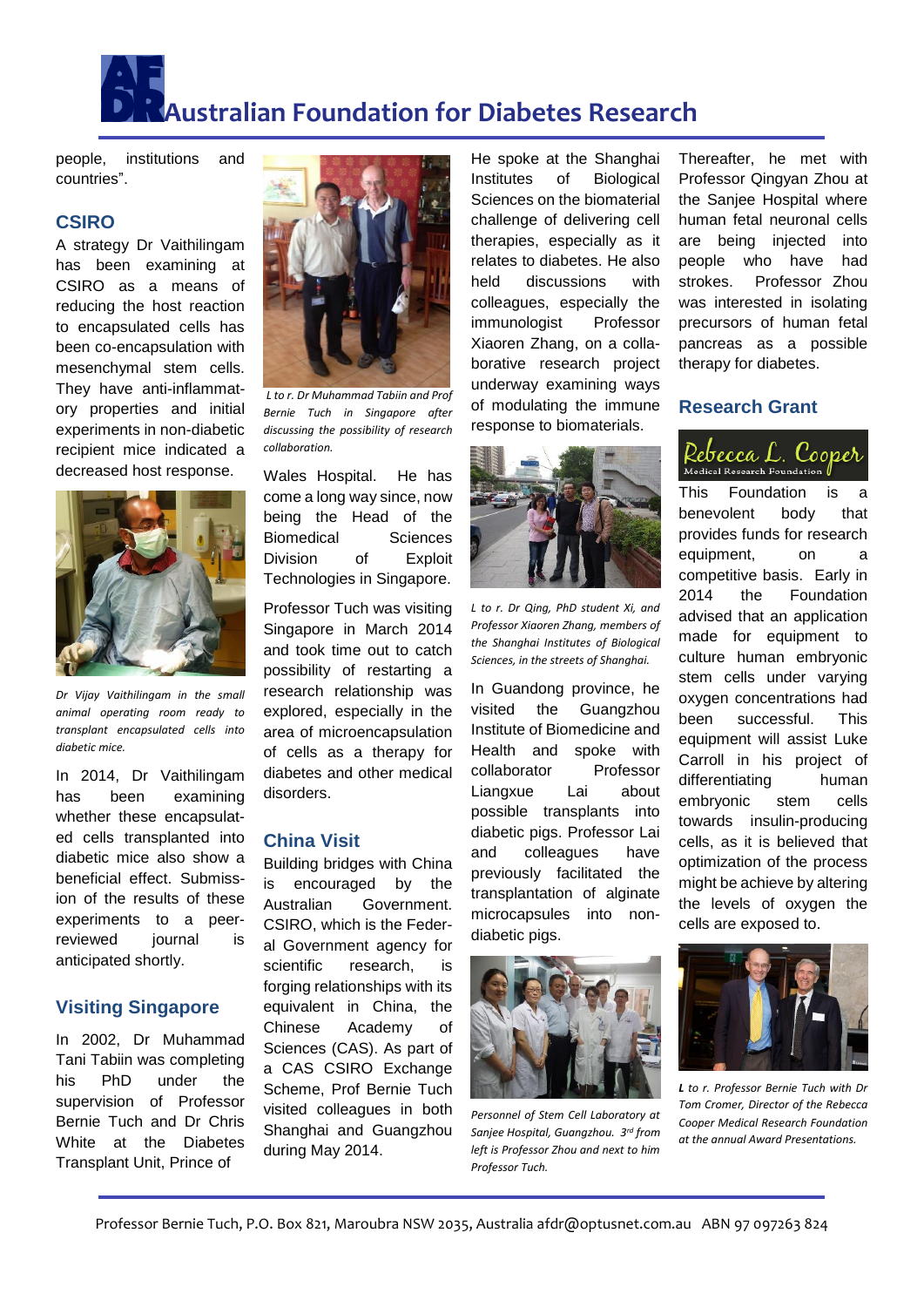# Australian Foundation for Diabetes Research

people, institutions and countries".

## CSIRO

A strategy Dr Vaithilingam has been examining at CSIRO as a means of reducing the host reaction to encapsulated cells has been co-encapsulation with mesenchymal stem cells. They have anti-inflammatory properties and initial experiments in non-diabetic recipient mice indicated a decreased host response.

*Dr Vijay Vaithilingam in the small animal operating room ready to transplant encapsulated cells into diabetic mice.*

In 2014, Dr Vaithilingam has been examining whether these encapsulated cells transplanted into diabetic mice also show a beneficial effect. Submission of the results of these experiments to a peer-reviewed journal is anticipated shortly.

## Visiting Singapore

In 2002, Dr Muhammad Tani Tabiin was completing his PhD under the supervision of Professor Bernie Tuch and Dr Chris White at the Diabetes Transplant Unit, Prince of Wales Hospital. He has come a long way since, now being the Head of the Biomedical Sciences Division of Exploit Technologies in Singapore.

*L to r. Dr Muhammad Tabiin and Prof Bernie Tuch in Singapore after discussing the possibility of research collaboration.*

Professor Tuch was visiting Singapore in March 2014 and took time out to catch possibility of restarting a research relationship was explored, especially in the area of microencapsulation of cells as a therapy for diabetes and other medical disorders.

## China Visit

Building bridges with China is encouraged by the Australian Government. CSIRO, which is the Federal Government agency for scientific research, is forging relationships with its equivalent in China, the Chinese Academy of Sciences (CAS). As part of a CAS CSIRO Exchange Scheme, Prof Bernie Tuch visited colleagues in both Shanghai and Guangzhou during May 2014.

He spoke at the Shanghai Institutes of Biological Sciences on the biomaterial challenge of delivering cell therapies, especially as it relates to diabetes. He also held discussions with colleagues, especially the immunologist Professor Xiaoren Zhang, on a collaborative research project underway examining ways of modulating the immune response to biomaterials.

*L to r. Dr Qing, PhD student Xi, and Professor Xiaoren Zhang, members of the Shanghai Institutes of Biological Sciences, in the streets of Shanghai.*

In Guandong province, he visited the Guangzhou Institute of Biomedicine and Health and spoke with collaborator Professor Liangxue Lai about possible transplants into diabetic pigs. Professor Lai and colleagues have previously facilitated the transplantation of alginate microcapsules into non-diabetic pigs.

*Personnel of Stem Cell Laboratory at Sanjee Hospital, Guangzhou. 3rd from left is Professor Zhou and next to him Professor Tuch.*

Thereafter, he met with Professor Qingyan Zhou at the Sanjee Hospital where human fetal neuronal cells are being injected into people who have had strokes. Professor Zhou was interested in isolating precursors of human fetal pancreas as a possible therapy for diabetes.

## Research Grant

Rebecca L. Cooper Medical Research Foundation

This Foundation is a benevolent body that provides funds for research equipment, on a competitive basis. Early in 2014 the Foundation advised that an application made for equipment to culture human embryonic stem cells under varying oxygen concentrations had been successful. This equipment will assist Luke Carroll in his project of differentiating human embryonic stem cells towards insulin-producing cells, as it is believed that optimization of the process might be achieve by altering the levels of oxygen the cells are exposed to.

*L to r. Professor Bernie Tuch with Dr Tom Cromer, Director of the Rebecca Cooper Medical Research Foundation at the annual Award Presentations.*

Professor Bernie Tuch, P.O. Box 821, Maroubra NSW 2035, Australia afdr@optusnet.com.au ABN 97 097263 824